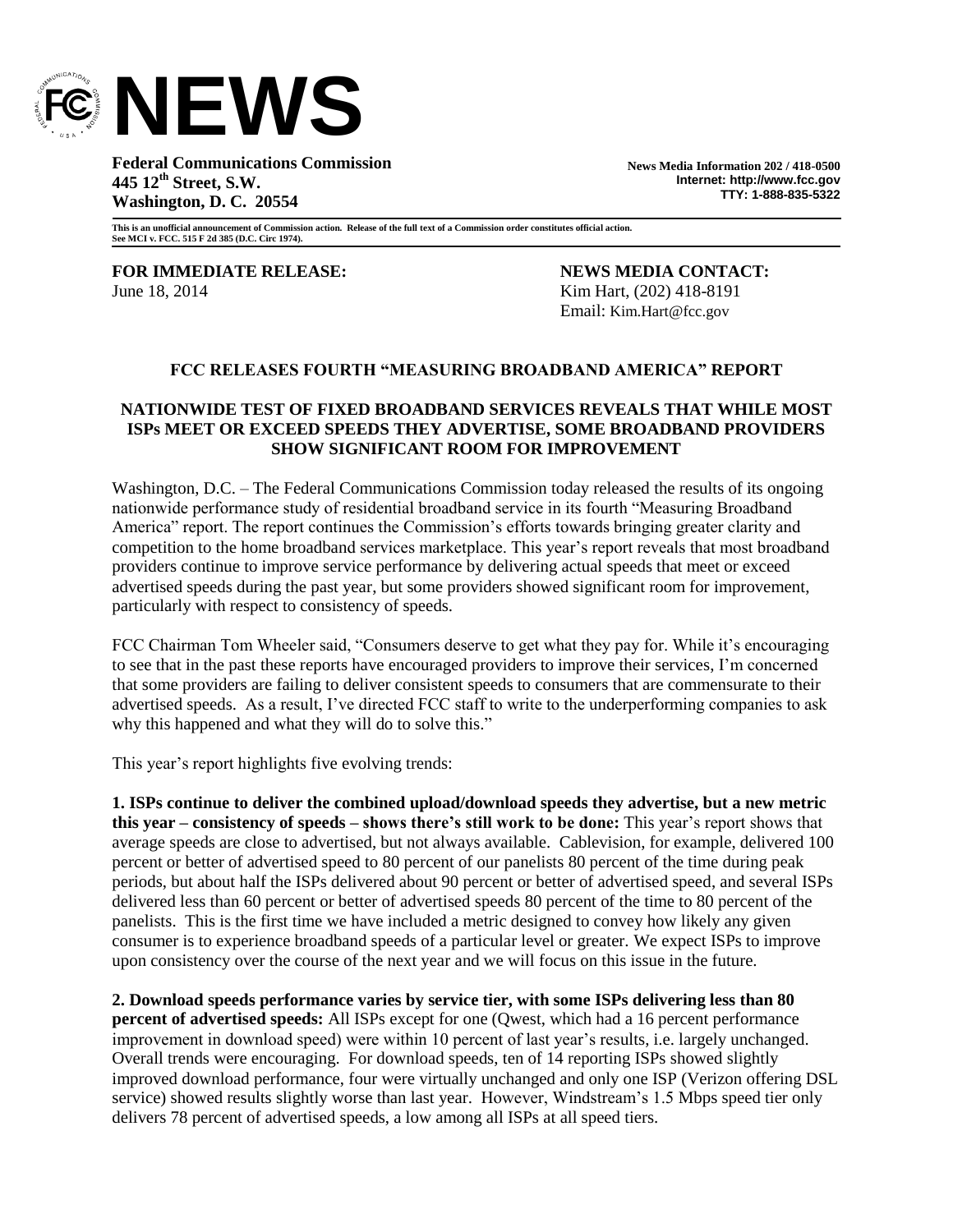# NEWS

**Federal Communications Commission**
**445 12th Street, S.W.**
**Washington, D. C. 20554**

**News Media Information 202 / 418-0500**
**Internet: http://www.fcc.gov**
**TTY: 1-888-835-5322**

**This is an unofficial announcement of Commission action. Release of the full text of a Commission order constitutes official action. See MCI v. FCC. 515 F 2d 385 (D.C. Circ 1974).**

**FOR IMMEDIATE RELEASE:**
June 18, 2014

**NEWS MEDIA CONTACT:**
Kim Hart, (202) 418-8191
Email: Kim.Hart@fcc.gov

## FCC RELEASES FOURTH "MEASURING BROADBAND AMERICA" REPORT

### NATIONWIDE TEST OF FIXED BROADBAND SERVICES REVEALS THAT WHILE MOST ISPs MEET OR EXCEED SPEEDS THEY ADVERTISE, SOME BROADBAND PROVIDERS SHOW SIGNIFICANT ROOM FOR IMPROVEMENT

Washington, D.C. – The Federal Communications Commission today released the results of its ongoing nationwide performance study of residential broadband service in its fourth "Measuring Broadband America" report. The report continues the Commission's efforts towards bringing greater clarity and competition to the home broadband services marketplace. This year's report reveals that most broadband providers continue to improve service performance by delivering actual speeds that meet or exceed advertised speeds during the past year, but some providers showed significant room for improvement, particularly with respect to consistency of speeds.

FCC Chairman Tom Wheeler said, "Consumers deserve to get what they pay for. While it's encouraging to see that in the past these reports have encouraged providers to improve their services, I'm concerned that some providers are failing to deliver consistent speeds to consumers that are commensurate to their advertised speeds. As a result, I've directed FCC staff to write to the underperforming companies to ask why this happened and what they will do to solve this."

This year's report highlights five evolving trends:

**1. ISPs continue to deliver the combined upload/download speeds they advertise, but a new metric this year – consistency of speeds – shows there's still work to be done:** This year's report shows that average speeds are close to advertised, but not always available. Cablevision, for example, delivered 100 percent or better of advertised speed to 80 percent of our panelists 80 percent of the time during peak periods, but about half the ISPs delivered about 90 percent or better of advertised speed, and several ISPs delivered less than 60 percent or better of advertised speeds 80 percent of the time to 80 percent of the panelists. This is the first time we have included a metric designed to convey how likely any given consumer is to experience broadband speeds of a particular level or greater. We expect ISPs to improve upon consistency over the course of the next year and we will focus on this issue in the future.

**2. Download speeds performance varies by service tier, with some ISPs delivering less than 80 percent of advertised speeds:** All ISPs except for one (Qwest, which had a 16 percent performance improvement in download speed) were within 10 percent of last year's results, i.e. largely unchanged. Overall trends were encouraging. For download speeds, ten of 14 reporting ISPs showed slightly improved download performance, four were virtually unchanged and only one ISP (Verizon offering DSL service) showed results slightly worse than last year. However, Windstream's 1.5 Mbps speed tier only delivers 78 percent of advertised speeds, a low among all ISPs at all speed tiers.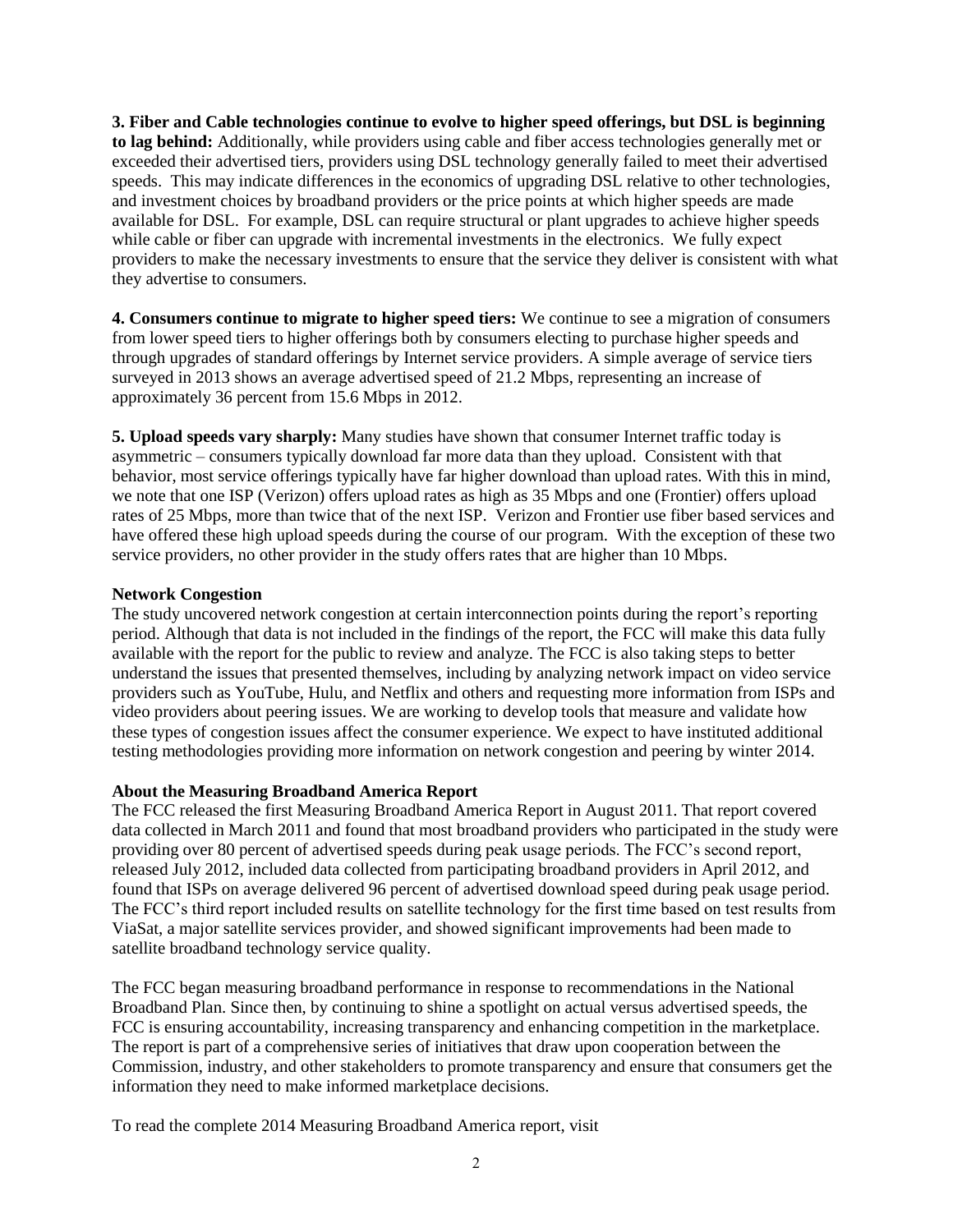**3. Fiber and Cable technologies continue to evolve to higher speed offerings, but DSL is beginning to lag behind:** Additionally, while providers using cable and fiber access technologies generally met or exceeded their advertised tiers, providers using DSL technology generally failed to meet their advertised speeds. This may indicate differences in the economics of upgrading DSL relative to other technologies, and investment choices by broadband providers or the price points at which higher speeds are made available for DSL. For example, DSL can require structural or plant upgrades to achieve higher speeds while cable or fiber can upgrade with incremental investments in the electronics. We fully expect providers to make the necessary investments to ensure that the service they deliver is consistent with what they advertise to consumers.

**4. Consumers continue to migrate to higher speed tiers:** We continue to see a migration of consumers from lower speed tiers to higher offerings both by consumers electing to purchase higher speeds and through upgrades of standard offerings by Internet service providers. A simple average of service tiers surveyed in 2013 shows an average advertised speed of 21.2 Mbps, representing an increase of approximately 36 percent from 15.6 Mbps in 2012.

**5. Upload speeds vary sharply:** Many studies have shown that consumer Internet traffic today is asymmetric – consumers typically download far more data than they upload. Consistent with that behavior, most service offerings typically have far higher download than upload rates. With this in mind, we note that one ISP (Verizon) offers upload rates as high as 35 Mbps and one (Frontier) offers upload rates of 25 Mbps, more than twice that of the next ISP. Verizon and Frontier use fiber based services and have offered these high upload speeds during the course of our program. With the exception of these two service providers, no other provider in the study offers rates that are higher than 10 Mbps.

**Network Congestion**

The study uncovered network congestion at certain interconnection points during the report's reporting period. Although that data is not included in the findings of the report, the FCC will make this data fully available with the report for the public to review and analyze. The FCC is also taking steps to better understand the issues that presented themselves, including by analyzing network impact on video service providers such as YouTube, Hulu, and Netflix and others and requesting more information from ISPs and video providers about peering issues. We are working to develop tools that measure and validate how these types of congestion issues affect the consumer experience. We expect to have instituted additional testing methodologies providing more information on network congestion and peering by winter 2014.

**About the Measuring Broadband America Report**

The FCC released the first Measuring Broadband America Report in August 2011. That report covered data collected in March 2011 and found that most broadband providers who participated in the study were providing over 80 percent of advertised speeds during peak usage periods. The FCC's second report, released July 2012, included data collected from participating broadband providers in April 2012, and found that ISPs on average delivered 96 percent of advertised download speed during peak usage period. The FCC's third report included results on satellite technology for the first time based on test results from ViaSat, a major satellite services provider, and showed significant improvements had been made to satellite broadband technology service quality.

The FCC began measuring broadband performance in response to recommendations in the National Broadband Plan. Since then, by continuing to shine a spotlight on actual versus advertised speeds, the FCC is ensuring accountability, increasing transparency and enhancing competition in the marketplace. The report is part of a comprehensive series of initiatives that draw upon cooperation between the Commission, industry, and other stakeholders to promote transparency and ensure that consumers get the information they need to make informed marketplace decisions.

To read the complete 2014 Measuring Broadband America report, visit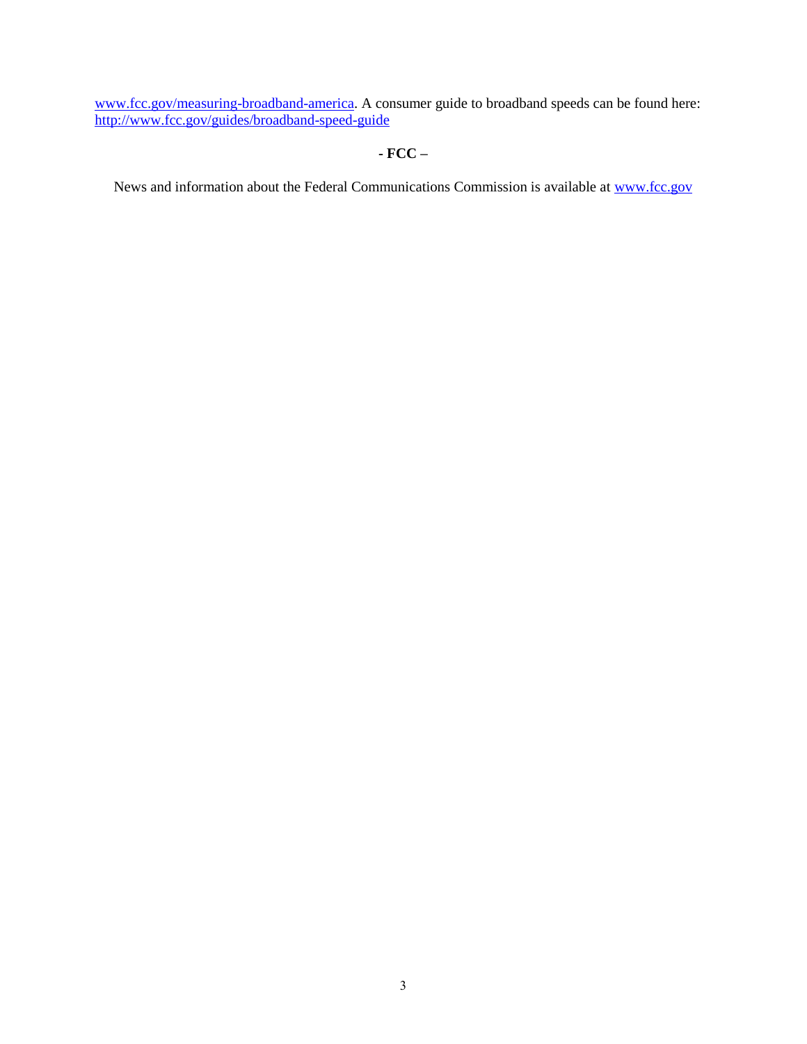[www.fcc.gov/measuring-broadband-america](http://www.fcc.gov/measuring-broadband-america). A consumer guide to broadband speeds can be found here: [http://www.fcc.gov/guides/broadband-speed-guide](http://www.fcc.gov/guides/broadband-speed-guide)

**- FCC –**

News and information about the Federal Communications Commission is available at [www.fcc.gov](http://www.fcc.gov)